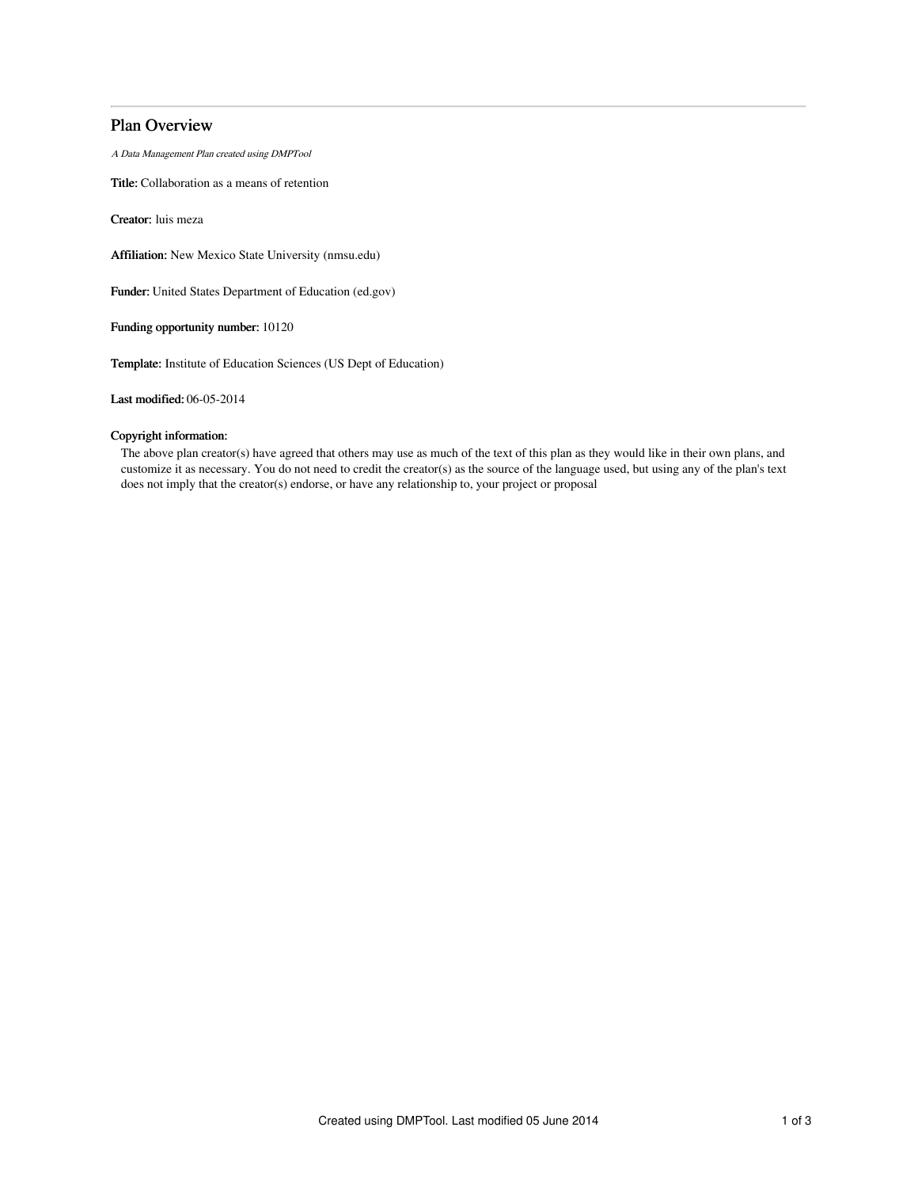# Plan Overview

*A Data Management Plan created using DMPTool*

**Title:** Collaboration as a means of retention

**Creator:** luis meza

**Affiliation:** New Mexico State University (nmsu.edu)

**Funder:** United States Department of Education (ed.gov)

**Funding opportunity number:** 10120

**Template:** Institute of Education Sciences (US Dept of Education)

**Last modified:** 06-05-2014

**Copyright information:**

The above plan creator(s) have agreed that others may use as much of the text of this plan as they would like in their own plans, and customize it as necessary. You do not need to credit the creator(s) as the source of the language used, but using any of the plan's text does not imply that the creator(s) endorse, or have any relationship to, your project or proposal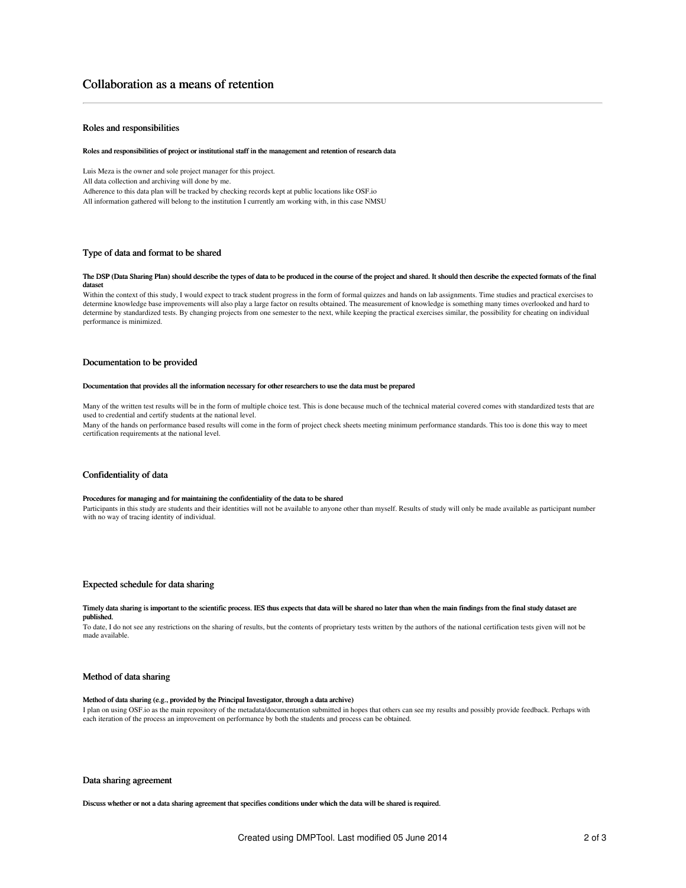# Collaboration as a means of retention

## Roles and responsibilities

**Roles and responsibilities of project or institutional staff in the management and retention of research data**

Luis Meza is the owner and sole project manager for this project.
All data collection and archiving will done by me.
Adherence to this data plan will be tracked by checking records kept at public locations like OSF.io
All information gathered will belong to the institution I currently am working with, in this case NMSU

## Type of data and format to be shared

**The DSP (Data Sharing Plan) should describe the types of data to be produced in the course of the project and shared. It should then describe the expected formats of the final dataset**

Within the context of this study, I would expect to track student progress in the form of formal quizzes and hands on lab assignments. Time studies and practical exercises to determine knowledge base improvements will also play a large factor on results obtained. The measurement of knowledge is something many times overlooked and hard to determine by standardized tests. By changing projects from one semester to the next, while keeping the practical exercises similar, the possibility for cheating on individual performance is minimized.

## Documentation to be provided

**Documentation that provides all the information necessary for other researchers to use the data must be prepared**

Many of the written test results will be in the form of multiple choice test. This is done because much of the technical material covered comes with standardized tests that are used to credential and certify students at the national level.
Many of the hands on performance based results will come in the form of project check sheets meeting minimum performance standards. This too is done this way to meet certification requirements at the national level.

## Confidentiality of data

**Procedures for managing and for maintaining the confidentiality of the data to be shared**

Participants in this study are students and their identities will not be available to anyone other than myself. Results of study will only be made available as participant number with no way of tracing identity of individual.

## Expected schedule for data sharing

**Timely data sharing is important to the scientific process. IES thus expects that data will be shared no later than when the main findings from the final study dataset are published.**

To date, I do not see any restrictions on the sharing of results, but the contents of proprietary tests written by the authors of the national certification tests given will not be made available.

## Method of data sharing

**Method of data sharing (e.g., provided by the Principal Investigator, through a data archive)**

I plan on using OSF.io as the main repository of the metadata/documentation submitted in hopes that others can see my results and possibly provide feedback. Perhaps with each iteration of the process an improvement on performance by both the students and process can be obtained.

## Data sharing agreement

**Discuss whether or not a data sharing agreement that specifies conditions under which the data will be shared is required.**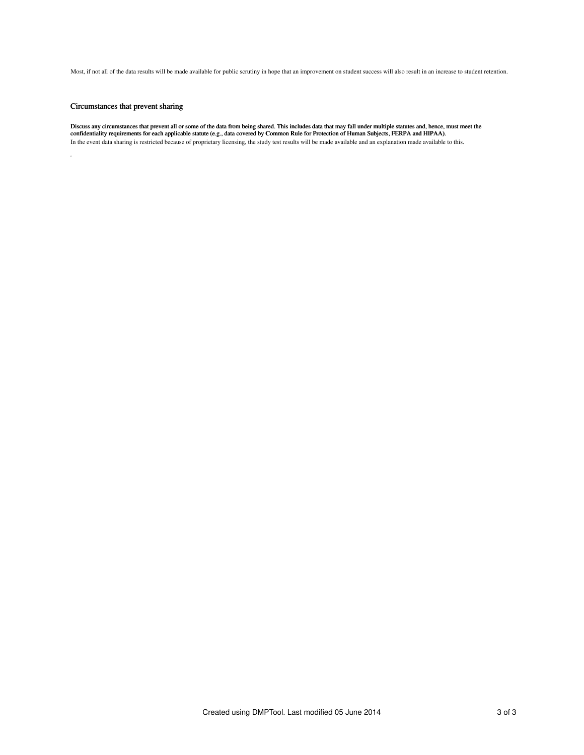Most, if not all of the data results will be made available for public scrutiny in hope that an improvement on student success will also result in an increase to student retention.

## Circumstances that prevent sharing

**Discuss any circumstances that prevent all or some of the data from being shared. This includes data that may fall under multiple statutes and, hence, must meet the confidentiality requirements for each applicable statute (e.g., data covered by Common Rule for Protection of Human Subjects, FERPA and HIPAA).**

In the event data sharing is restricted because of proprietary licensing, the study test results will be made available and an explanation made available to this.

Created using DMPTool. Last modified 05 June 2014